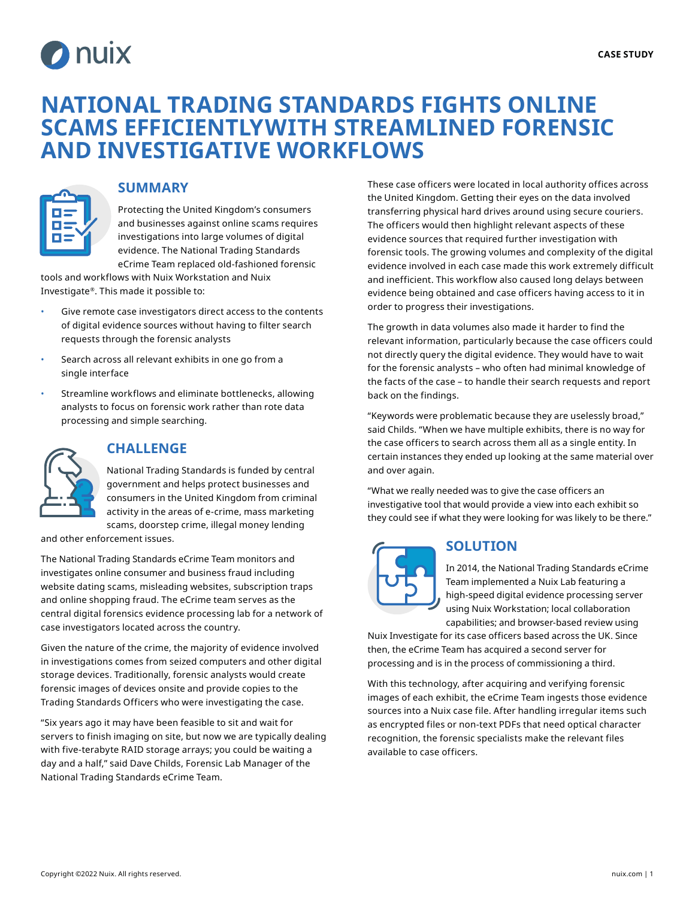# NATIONAL TRADING STANDARDS FIGHTS ONLINE SCAMS EFFICIENTLYWITH STREAMLINED FORENSIC AND INVESTIGATIVE WORKFLOWS

## SUMMARY

Protecting the United Kingdom's consumers and businesses against online scams requires investigations into large volumes of digital evidence. The National Trading Standards eCrime Team replaced old-fashioned forensic tools and workflows with Nuix Workstation and Nuix Investigate®. This made it possible to:

- Give remote case investigators direct access to the contents of digital evidence sources without having to filter search requests through the forensic analysts
- Search across all relevant exhibits in one go from a single interface
- Streamline workflows and eliminate bottlenecks, allowing analysts to focus on forensic work rather than rote data processing and simple searching.

## CHALLENGE

National Trading Standards is funded by central government and helps protect businesses and consumers in the United Kingdom from criminal activity in the areas of e-crime, mass marketing scams, doorstep crime, illegal money lending and other enforcement issues.

The National Trading Standards eCrime Team monitors and investigates online consumer and business fraud including website dating scams, misleading websites, subscription traps and online shopping fraud. The eCrime team serves as the central digital forensics evidence processing lab for a network of case investigators located across the country.

Given the nature of the crime, the majority of evidence involved in investigations comes from seized computers and other digital storage devices. Traditionally, forensic analysts would create forensic images of devices onsite and provide copies to the Trading Standards Officers who were investigating the case.

"Six years ago it may have been feasible to sit and wait for servers to finish imaging on site, but now we are typically dealing with five-terabyte RAID storage arrays; you could be waiting a day and a half," said Dave Childs, Forensic Lab Manager of the National Trading Standards eCrime Team.

These case officers were located in local authority offices across the United Kingdom. Getting their eyes on the data involved transferring physical hard drives around using secure couriers. The officers would then highlight relevant aspects of these evidence sources that required further investigation with forensic tools. The growing volumes and complexity of the digital evidence involved in each case made this work extremely difficult and inefficient. This workflow also caused long delays between evidence being obtained and case officers having access to it in order to progress their investigations.

The growth in data volumes also made it harder to find the relevant information, particularly because the case officers could not directly query the digital evidence. They would have to wait for the forensic analysts – who often had minimal knowledge of the facts of the case – to handle their search requests and report back on the findings.

"Keywords were problematic because they are uselessly broad," said Childs. "When we have multiple exhibits, there is no way for the case officers to search across them all as a single entity. In certain instances they ended up looking at the same material over and over again.

"What we really needed was to give the case officers an investigative tool that would provide a view into each exhibit so they could see if what they were looking for was likely to be there."

## SOLUTION

In 2014, the National Trading Standards eCrime Team implemented a Nuix Lab featuring a high-speed digital evidence processing server using Nuix Workstation; local collaboration capabilities; and browser-based review using Nuix Investigate for its case officers based across the UK. Since then, the eCrime Team has acquired a second server for processing and is in the process of commissioning a third.

With this technology, after acquiring and verifying forensic images of each exhibit, the eCrime Team ingests those evidence sources into a Nuix case file. After handling irregular items such as encrypted files or non-text PDFs that need optical character recognition, the forensic specialists make the relevant files available to case officers.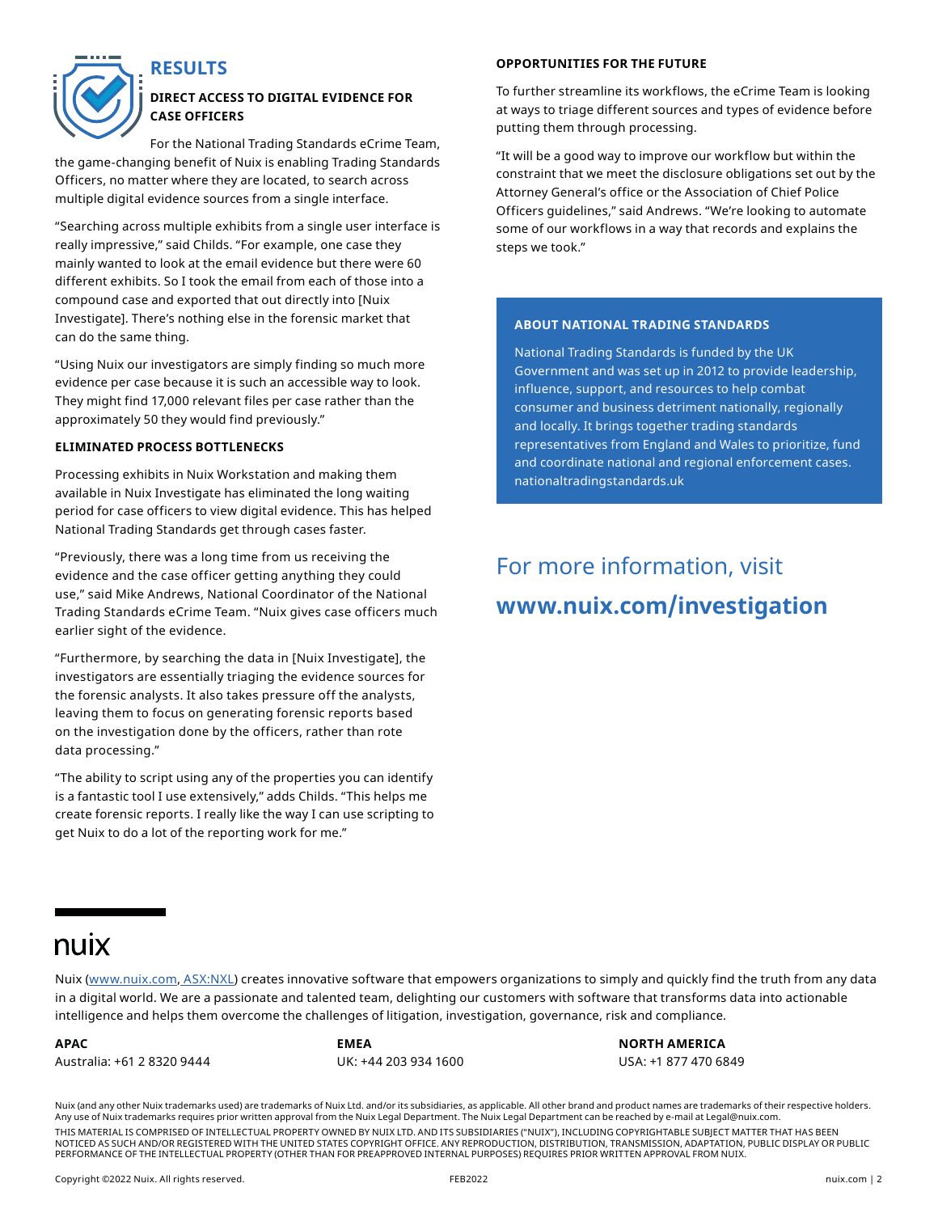## RESULTS

### DIRECT ACCESS TO DIGITAL EVIDENCE FOR CASE OFFICERS

For the National Trading Standards eCrime Team, the game-changing benefit of Nuix is enabling Trading Standards Officers, no matter where they are located, to search across multiple digital evidence sources from a single interface.

"Searching across multiple exhibits from a single user interface is really impressive," said Childs. "For example, one case they mainly wanted to look at the email evidence but there were 60 different exhibits. So I took the email from each of those into a compound case and exported that out directly into [Nuix Investigate]. There's nothing else in the forensic market that can do the same thing.

"Using Nuix our investigators are simply finding so much more evidence per case because it is such an accessible way to look. They might find 17,000 relevant files per case rather than the approximately 50 they would find previously."

### ELIMINATED PROCESS BOTTLENECKS

Processing exhibits in Nuix Workstation and making them available in Nuix Investigate has eliminated the long waiting period for case officers to view digital evidence. This has helped National Trading Standards get through cases faster.

"Previously, there was a long time from us receiving the evidence and the case officer getting anything they could use," said Mike Andrews, National Coordinator of the National Trading Standards eCrime Team. "Nuix gives case officers much earlier sight of the evidence.

"Furthermore, by searching the data in [Nuix Investigate], the investigators are essentially triaging the evidence sources for the forensic analysts. It also takes pressure off the analysts, leaving them to focus on generating forensic reports based on the investigation done by the officers, rather than rote data processing."

"The ability to script using any of the properties you can identify is a fantastic tool I use extensively," adds Childs. "This helps me create forensic reports. I really like the way I can use scripting to get Nuix to do a lot of the reporting work for me."

### OPPORTUNITIES FOR THE FUTURE

To further streamline its workflows, the eCrime Team is looking at ways to triage different sources and types of evidence before putting them through processing.

"It will be a good way to improve our workflow but within the constraint that we meet the disclosure obligations set out by the Attorney General's office or the Association of Chief Police Officers guidelines," said Andrews. "We're looking to automate some of our workflows in a way that records and explains the steps we took."

### ABOUT NATIONAL TRADING STANDARDS

National Trading Standards is funded by the UK Government and was set up in 2012 to provide leadership, influence, support, and resources to help combat consumer and business detriment nationally, regionally and locally. It brings together trading standards representatives from England and Wales to prioritize, fund and coordinate national and regional enforcement cases. nationaltradingstandards.uk

For more information, visit
**www.nuix.com/investigation**

nuix

Nuix (www.nuix.com, ASX:NXL) creates innovative software that empowers organizations to simply and quickly find the truth from any data in a digital world. We are a passionate and talented team, delighting our customers with software that transforms data into actionable intelligence and helps them overcome the challenges of litigation, investigation, governance, risk and compliance.

**APAC**
Australia: +61 2 8320 9444

**EMEA**
UK: +44 203 934 1600

**NORTH AMERICA**
USA: +1 877 470 6849

Nuix (and any other Nuix trademarks used) are trademarks of Nuix Ltd. and/or its subsidiaries, as applicable. All other brand and product names are trademarks of their respective holders. Any use of Nuix trademarks requires prior written approval from the Nuix Legal Department. The Nuix Legal Department can be reached by e-mail at Legal@nuix.com.

THIS MATERIAL IS COMPRISED OF INTELLECTUAL PROPERTY OWNED BY NUIX LTD. AND ITS SUBSIDIARIES ("NUIX"), INCLUDING COPYRIGHTABLE SUBJECT MATTER THAT HAS BEEN NOTICED AS SUCH AND/OR REGISTERED WITH THE UNITED STATES COPYRIGHT OFFICE. ANY REPRODUCTION, DISTRIBUTION, TRANSMISSION, ADAPTATION, PUBLIC DISPLAY OR PUBLIC PERFORMANCE OF THE INTELLECTUAL PROPERTY (OTHER THAN FOR PREAPPROVED INTERNAL PURPOSES) REQUIRES PRIOR WRITTEN APPROVAL FROM NUIX.

Copyright ©2022 Nuix. All rights reserved. FEB2022